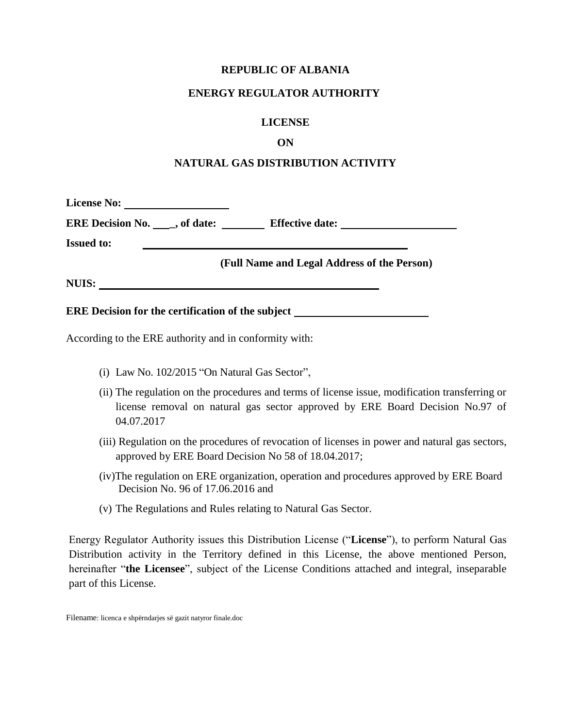**REPUBLIC OF ALBANIA**

**ENERGY REGULATOR AUTHORITY**

**LICENSE**

**ON**

**NATURAL GAS DISTRIBUTION ACTIVITY**

**License No:** ____________________

**ERE Decision No.** ____, **of date:** ________ **Effective date:** ____________________

**Issued to:** ________________________________________________

**(Full Name and Legal Address of the Person)**

**NUIS:** ________________________________________________

**ERE Decision for the certification of the subject** ________________________

According to the ERE authority and in conformity with:

(i) Law No. 102/2015 "On Natural Gas Sector",

(ii) The regulation on the procedures and terms of license issue, modification transferring or license removal on natural gas sector approved by ERE Board Decision No.97 of 04.07.2017

(iii) Regulation on the procedures of revocation of licenses in power and natural gas sectors, approved by ERE Board Decision No 58 of 18.04.2017;

(iv)The regulation on ERE organization, operation and procedures approved by ERE Board Decision No. 96 of 17.06.2016 and

(v) The Regulations and Rules relating to Natural Gas Sector.

Energy Regulator Authority issues this Distribution License ("**License**"), to perform Natural Gas Distribution activity in the Territory defined in this License, the above mentioned Person, hereinafter "**the Licensee**", subject of the License Conditions attached and integral, inseparable part of this License.

Filename: licenca e shpërndarjes së gazit natyror finale.doc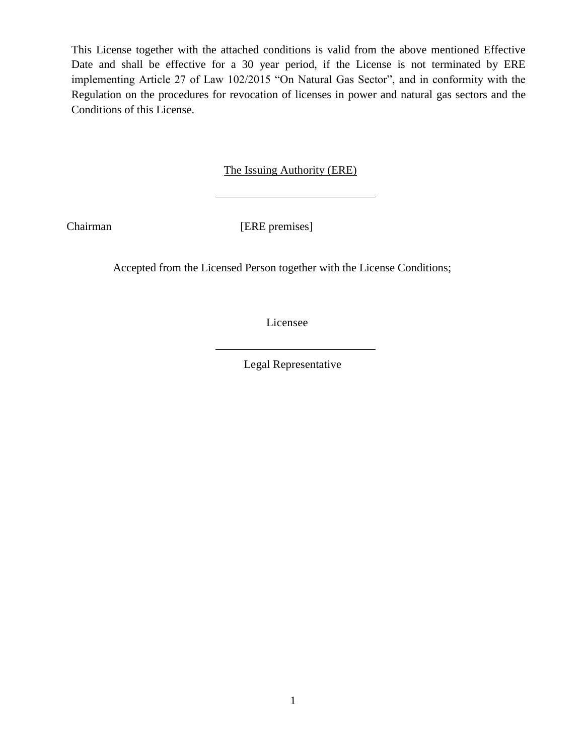This License together with the attached conditions is valid from the above mentioned Effective Date and shall be effective for a 30 year period, if the License is not terminated by ERE implementing Article 27 of Law 102/2015 "On Natural Gas Sector", and in conformity with the Regulation on the procedures for revocation of licenses in power and natural gas sectors and the Conditions of this License.

The Issuing Authority (ERE)

_____________________________

Chairman [ERE premises]

Accepted from the Licensed Person together with the License Conditions;

Licensee

_____________________________

Legal Representative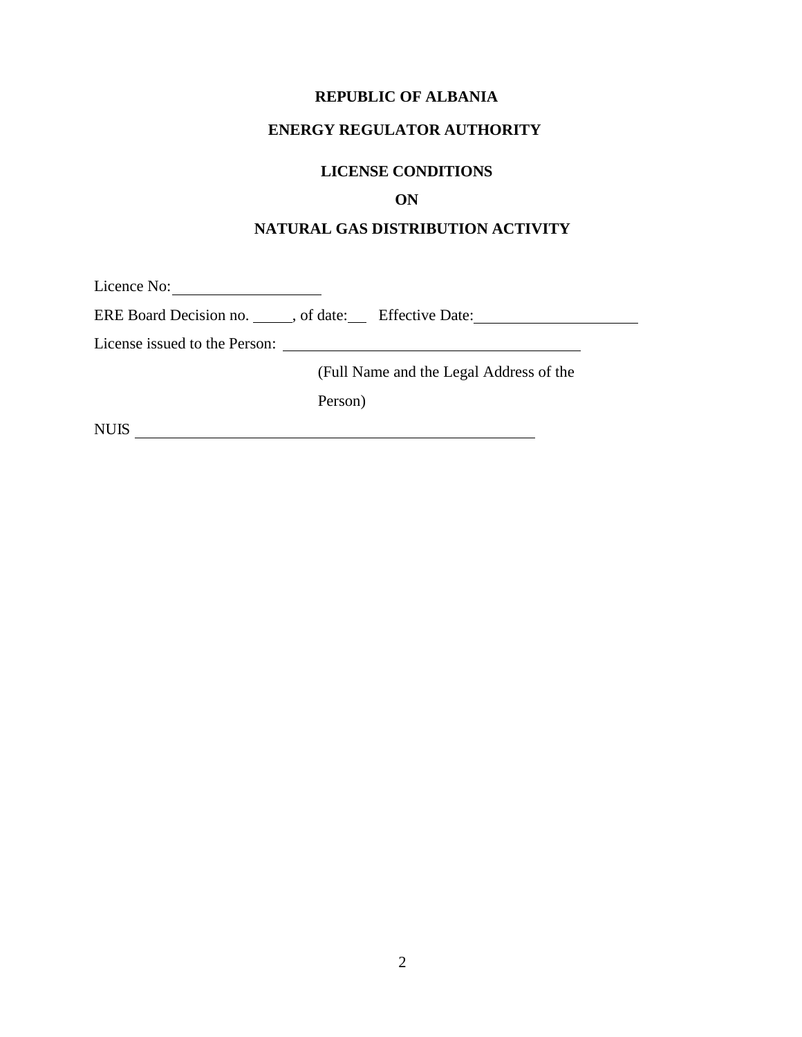**REPUBLIC OF ALBANIA**

**ENERGY REGULATOR AUTHORITY**

**LICENSE CONDITIONS**

**ON**

**NATURAL GAS DISTRIBUTION ACTIVITY**

Licence No: ____________________

ERE Board Decision no. _____, of date: ___ Effective Date: ______________________

License issued to the Person: ________________________________________

(Full Name and the Legal Address of the Person)

NUIS ______________________________________________________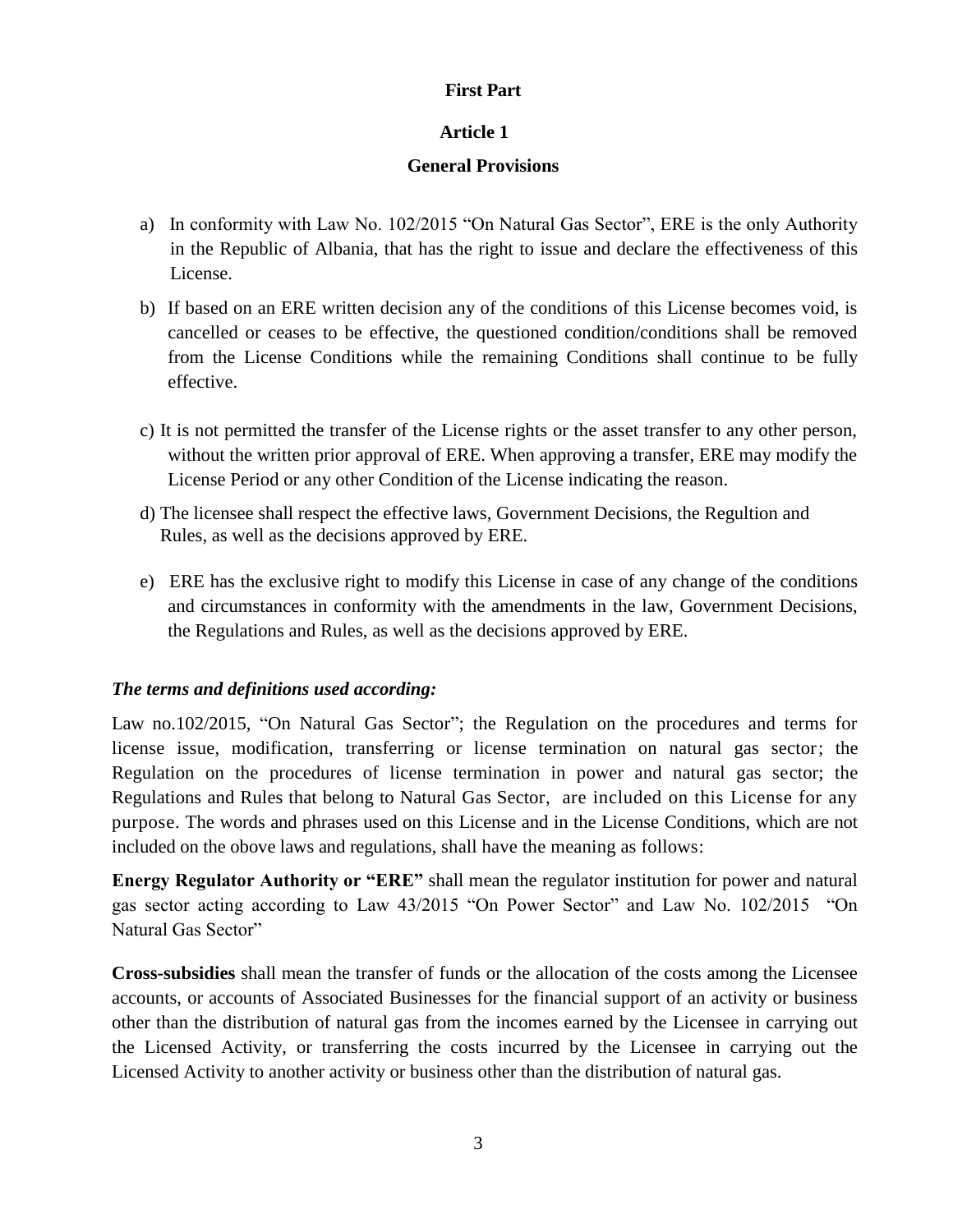**First Part**

**Article 1**

**General Provisions**

a) In conformity with Law No. 102/2015 "On Natural Gas Sector", ERE is the only Authority in the Republic of Albania, that has the right to issue and declare the effectiveness of this License.

b) If based on an ERE written decision any of the conditions of this License becomes void, is cancelled or ceases to be effective, the questioned condition/conditions shall be removed from the License Conditions while the remaining Conditions shall continue to be fully effective.

c) It is not permitted the transfer of the License rights or the asset transfer to any other person, without the written prior approval of ERE. When approving a transfer, ERE may modify the License Period or any other Condition of the License indicating the reason.

d) The licensee shall respect the effective laws, Government Decisions, the Regultion and Rules, as well as the decisions approved by ERE.

e) ERE has the exclusive right to modify this License in case of any change of the conditions and circumstances in conformity with the amendments in the law, Government Decisions, the Regulations and Rules, as well as the decisions approved by ERE.

***The terms and definitions used according:***

Law no.102/2015, "On Natural Gas Sector"; the Regulation on the procedures and terms for license issue, modification, transferring or license termination on natural gas sector; the Regulation on the procedures of license termination in power and natural gas sector; the Regulations and Rules that belong to Natural Gas Sector, are included on this License for any purpose. The words and phrases used on this License and in the License Conditions, which are not included on the obove laws and regulations, shall have the meaning as follows:

**Energy Regulator Authority or "ERE"** shall mean the regulator institution for power and natural gas sector acting according to Law 43/2015 "On Power Sector" and Law No. 102/2015 "On Natural Gas Sector"

**Cross-subsidies** shall mean the transfer of funds or the allocation of the costs among the Licensee accounts, or accounts of Associated Businesses for the financial support of an activity or business other than the distribution of natural gas from the incomes earned by the Licensee in carrying out the Licensed Activity, or transferring the costs incurred by the Licensee in carrying out the Licensed Activity to another activity or business other than the distribution of natural gas.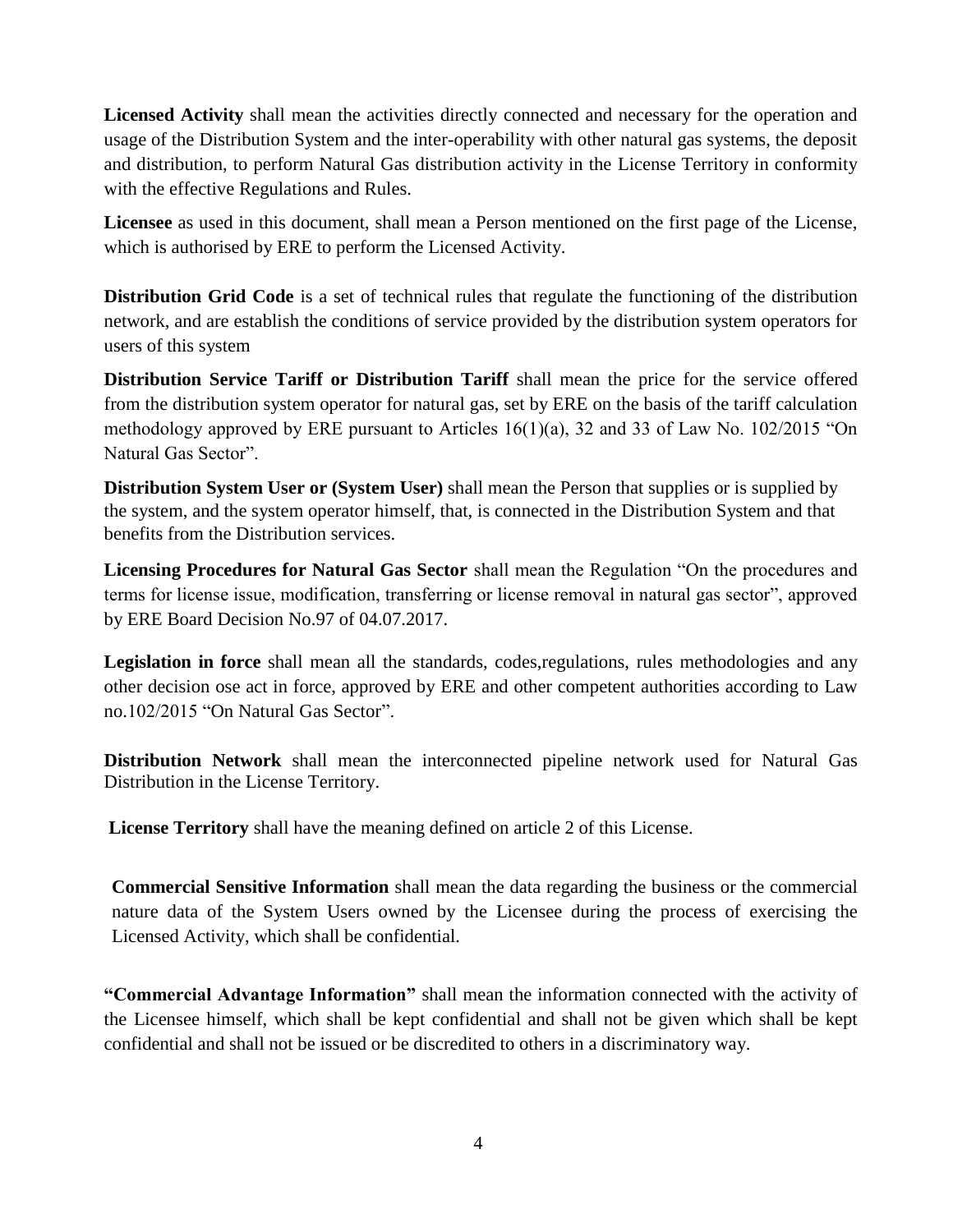**Licensed Activity** shall mean the activities directly connected and necessary for the operation and usage of the Distribution System and the inter-operability with other natural gas systems, the deposit and distribution, to perform Natural Gas distribution activity in the License Territory in conformity with the effective Regulations and Rules.

**Licensee** as used in this document, shall mean a Person mentioned on the first page of the License, which is authorised by ERE to perform the Licensed Activity.

**Distribution Grid Code** is a set of technical rules that regulate the functioning of the distribution network, and are establish the conditions of service provided by the distribution system operators for users of this system

**Distribution Service Tariff or Distribution Tariff** shall mean the price for the service offered from the distribution system operator for natural gas, set by ERE on the basis of the tariff calculation methodology approved by ERE pursuant to Articles 16(1)(a), 32 and 33 of Law No. 102/2015 "On Natural Gas Sector".

**Distribution System User or (System User)** shall mean the Person that supplies or is supplied by the system, and the system operator himself, that, is connected in the Distribution System and that benefits from the Distribution services.

**Licensing Procedures for Natural Gas Sector** shall mean the Regulation "On the procedures and terms for license issue, modification, transferring or license removal in natural gas sector", approved by ERE Board Decision No.97 of 04.07.2017.

**Legislation in force** shall mean all the standards, codes,regulations, rules methodologies and any other decision ose act in force, approved by ERE and other competent authorities according to Law no.102/2015 "On Natural Gas Sector".

**Distribution Network** shall mean the interconnected pipeline network used for Natural Gas Distribution in the License Territory.

**License Territory** shall have the meaning defined on article 2 of this License.

**Commercial Sensitive Information** shall mean the data regarding the business or the commercial nature data of the System Users owned by the Licensee during the process of exercising the Licensed Activity, which shall be confidential.

**"Commercial Advantage Information"** shall mean the information connected with the activity of the Licensee himself, which shall be kept confidential and shall not be given which shall be kept confidential and shall not be issued or be discredited to others in a discriminatory way.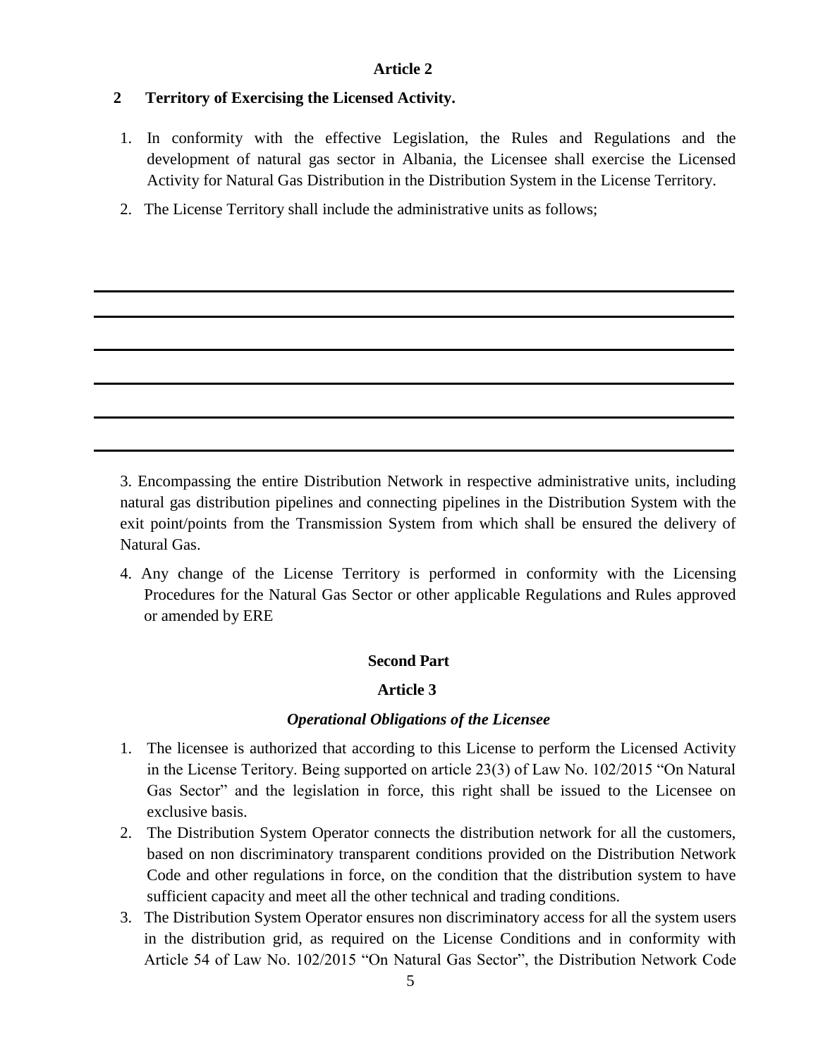**Article 2**

**2 Territory of Exercising the Licensed Activity.**

1. In conformity with the effective Legislation, the Rules and Regulations and the development of natural gas sector in Albania, the Licensee shall exercise the Licensed Activity for Natural Gas Distribution in the Distribution System in the License Territory.
2. The License Territory shall include the administrative units as follows;

---

---

---

---

---

---

3. Encompassing the entire Distribution Network in respective administrative units, including natural gas distribution pipelines and connecting pipelines in the Distribution System with the exit point/points from the Transmission System from which shall be ensured the delivery of Natural Gas.

4. Any change of the License Territory is performed in conformity with the Licensing Procedures for the Natural Gas Sector or other applicable Regulations and Rules approved or amended by ERE

**Second Part**

**Article 3**

***Operational Obligations of the Licensee***

1. The licensee is authorized that according to this License to perform the Licensed Activity in the License Teritory. Being supported on article 23(3) of Law No. 102/2015 "On Natural Gas Sector" and the legislation in force, this right shall be issued to the Licensee on exclusive basis.
2. The Distribution System Operator connects the distribution network for all the customers, based on non discriminatory transparent conditions provided on the Distribution Network Code and other regulations in force, on the condition that the distribution system to have sufficient capacity and meet all the other technical and trading conditions.
3. The Distribution System Operator ensures non discriminatory access for all the system users in the distribution grid, as required on the License Conditions and in conformity with Article 54 of Law No. 102/2015 "On Natural Gas Sector", the Distribution Network Code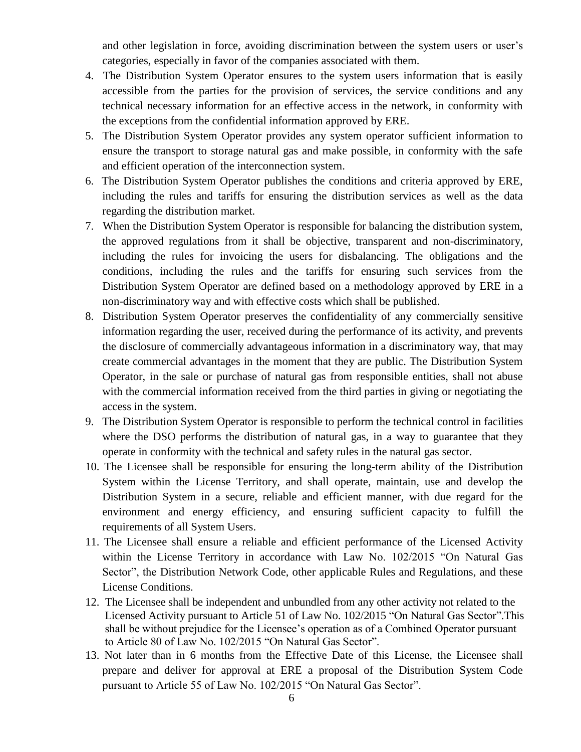and other legislation in force, avoiding discrimination between the system users or user's categories, especially in favor of the companies associated with them.

4. The Distribution System Operator ensures to the system users information that is easily accessible from the parties for the provision of services, the service conditions and any technical necessary information for an effective access in the network, in conformity with the exceptions from the confidential information approved by ERE.
5. The Distribution System Operator provides any system operator sufficient information to ensure the transport to storage natural gas and make possible, in conformity with the safe and efficient operation of the interconnection system.
6. The Distribution System Operator publishes the conditions and criteria approved by ERE, including the rules and tariffs for ensuring the distribution services as well as the data regarding the distribution market.
7. When the Distribution System Operator is responsible for balancing the distribution system, the approved regulations from it shall be objective, transparent and non-discriminatory, including the rules for invoicing the users for disbalancing. The obligations and the conditions, including the rules and the tariffs for ensuring such services from the Distribution System Operator are defined based on a methodology approved by ERE in a non-discriminatory way and with effective costs which shall be published.
8. Distribution System Operator preserves the confidentiality of any commercially sensitive information regarding the user, received during the performance of its activity, and prevents the disclosure of commercially advantageous information in a discriminatory way, that may create commercial advantages in the moment that they are public. The Distribution System Operator, in the sale or purchase of natural gas from responsible entities, shall not abuse with the commercial information received from the third parties in giving or negotiating the access in the system.
9. The Distribution System Operator is responsible to perform the technical control in facilities where the DSO performs the distribution of natural gas, in a way to guarantee that they operate in conformity with the technical and safety rules in the natural gas sector.
10. The Licensee shall be responsible for ensuring the long-term ability of the Distribution System within the License Territory, and shall operate, maintain, use and develop the Distribution System in a secure, reliable and efficient manner, with due regard for the environment and energy efficiency, and ensuring sufficient capacity to fulfill the requirements of all System Users.
11. The Licensee shall ensure a reliable and efficient performance of the Licensed Activity within the License Territory in accordance with Law No. 102/2015 "On Natural Gas Sector", the Distribution Network Code, other applicable Rules and Regulations, and these License Conditions.
12. The Licensee shall be independent and unbundled from any other activity not related to the Licensed Activity pursuant to Article 51 of Law No. 102/2015 "On Natural Gas Sector".This shall be without prejudice for the Licensee's operation as of a Combined Operator pursuant to Article 80 of Law No. 102/2015 "On Natural Gas Sector".
13. Not later than in 6 months from the Effective Date of this License, the Licensee shall prepare and deliver for approval at ERE a proposal of the Distribution System Code pursuant to Article 55 of Law No. 102/2015 "On Natural Gas Sector".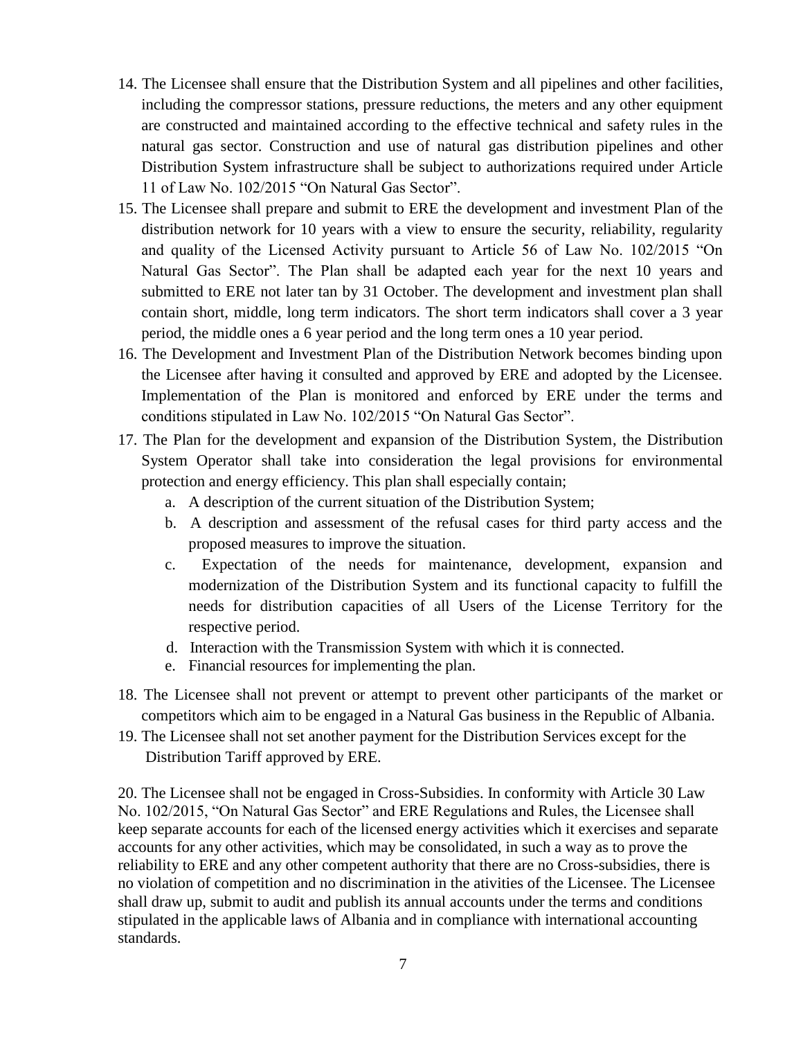14. The Licensee shall ensure that the Distribution System and all pipelines and other facilities, including the compressor stations, pressure reductions, the meters and any other equipment are constructed and maintained according to the effective technical and safety rules in the natural gas sector. Construction and use of natural gas distribution pipelines and other Distribution System infrastructure shall be subject to authorizations required under Article 11 of Law No. 102/2015 "On Natural Gas Sector".
15. The Licensee shall prepare and submit to ERE the development and investment Plan of the distribution network for 10 years with a view to ensure the security, reliability, regularity and quality of the Licensed Activity pursuant to Article 56 of Law No. 102/2015 "On Natural Gas Sector". The Plan shall be adapted each year for the next 10 years and submitted to ERE not later tan by 31 October. The development and investment plan shall contain short, middle, long term indicators. The short term indicators shall cover a 3 year period, the middle ones a 6 year period and the long term ones a 10 year period.
16. The Development and Investment Plan of the Distribution Network becomes binding upon the Licensee after having it consulted and approved by ERE and adopted by the Licensee. Implementation of the Plan is monitored and enforced by ERE under the terms and conditions stipulated in Law No. 102/2015 "On Natural Gas Sector".
17. The Plan for the development and expansion of the Distribution System, the Distribution System Operator shall take into consideration the legal provisions for environmental protection and energy efficiency. This plan shall especially contain;
    a. A description of the current situation of the Distribution System;
    b. A description and assessment of the refusal cases for third party access and the proposed measures to improve the situation.
    c. Expectation of the needs for maintenance, development, expansion and modernization of the Distribution System and its functional capacity to fulfill the needs for distribution capacities of all Users of the License Territory for the respective period.
    d. Interaction with the Transmission System with which it is connected.
    e. Financial resources for implementing the plan.
18. The Licensee shall not prevent or attempt to prevent other participants of the market or competitors which aim to be engaged in a Natural Gas business in the Republic of Albania.
19. The Licensee shall not set another payment for the Distribution Services except for the Distribution Tariff approved by ERE.

20. The Licensee shall not be engaged in Cross-Subsidies. In conformity with Article 30 Law No. 102/2015, "On Natural Gas Sector" and ERE Regulations and Rules, the Licensee shall keep separate accounts for each of the licensed energy activities which it exercises and separate accounts for any other activities, which may be consolidated, in such a way as to prove the reliability to ERE and any other competent authority that there are no Cross-subsidies, there is no violation of competition and no discrimination in the ativities of the Licensee. The Licensee shall draw up, submit to audit and publish its annual accounts under the terms and conditions stipulated in the applicable laws of Albania and in compliance with international accounting standards.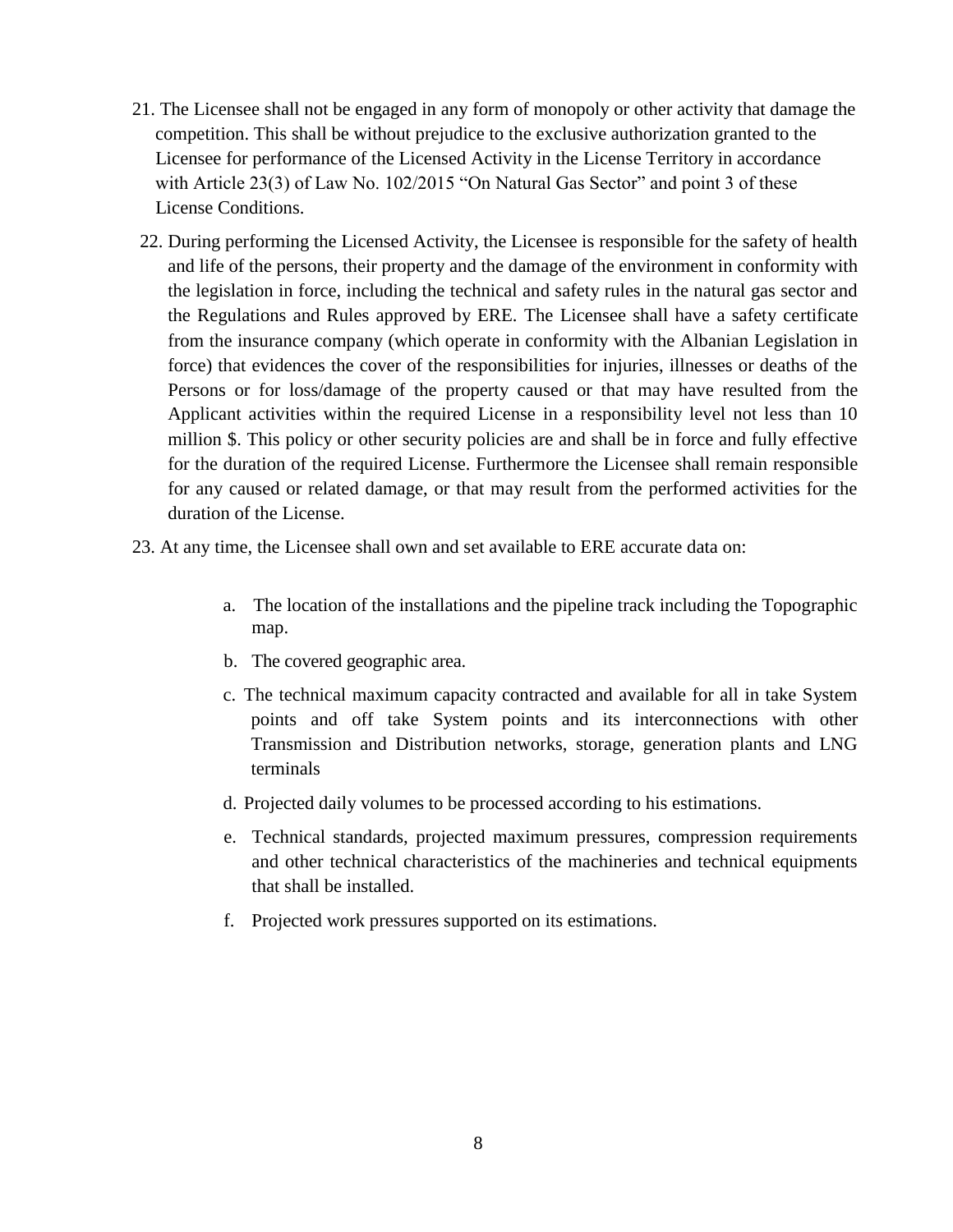21. The Licensee shall not be engaged in any form of monopoly or other activity that damage the competition. This shall be without prejudice to the exclusive authorization granted to the Licensee for performance of the Licensed Activity in the License Territory in accordance with Article 23(3) of Law No. 102/2015 "On Natural Gas Sector" and point 3 of these License Conditions.

22. During performing the Licensed Activity, the Licensee is responsible for the safety of health and life of the persons, their property and the damage of the environment in conformity with the legislation in force, including the technical and safety rules in the natural gas sector and the Regulations and Rules approved by ERE. The Licensee shall have a safety certificate from the insurance company (which operate in conformity with the Albanian Legislation in force) that evidences the cover of the responsibilities for injuries, illnesses or deaths of the Persons or for loss/damage of the property caused or that may have resulted from the Applicant activities within the required License in a responsibility level not less than 10 million $. This policy or other security policies are and shall be in force and fully effective for the duration of the required License. Furthermore the Licensee shall remain responsible for any caused or related damage, or that may result from the performed activities for the duration of the License.

23. At any time, the Licensee shall own and set available to ERE accurate data on:

    a. The location of the installations and the pipeline track including the Topographic map.
    b. The covered geographic area.
    c. The technical maximum capacity contracted and available for all in take System points and off take System points and its interconnections with other Transmission and Distribution networks, storage, generation plants and LNG terminals
    d. Projected daily volumes to be processed according to his estimations.
    e. Technical standards, projected maximum pressures, compression requirements and other technical characteristics of the machineries and technical equipments that shall be installed.
    f. Projected work pressures supported on its estimations.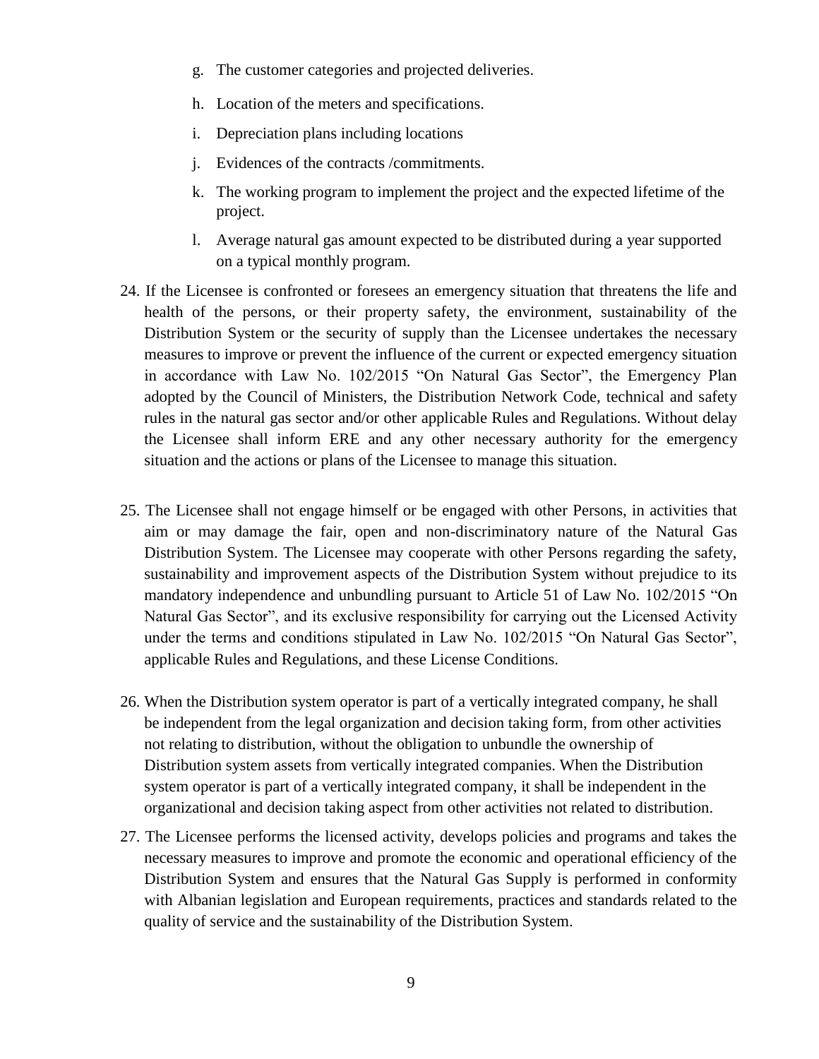g. The customer categories and projected deliveries.

h. Location of the meters and specifications.

i. Depreciation plans including locations

j. Evidences of the contracts /commitments.

k. The working program to implement the project and the expected lifetime of the project.

l. Average natural gas amount expected to be distributed during a year supported on a typical monthly program.

24. If the Licensee is confronted or foresees an emergency situation that threatens the life and health of the persons, or their property safety, the environment, sustainability of the Distribution System or the security of supply than the Licensee undertakes the necessary measures to improve or prevent the influence of the current or expected emergency situation in accordance with Law No. 102/2015 "On Natural Gas Sector", the Emergency Plan adopted by the Council of Ministers, the Distribution Network Code, technical and safety rules in the natural gas sector and/or other applicable Rules and Regulations. Without delay the Licensee shall inform ERE and any other necessary authority for the emergency situation and the actions or plans of the Licensee to manage this situation.

25. The Licensee shall not engage himself or be engaged with other Persons, in activities that aim or may damage the fair, open and non-discriminatory nature of the Natural Gas Distribution System. The Licensee may cooperate with other Persons regarding the safety, sustainability and improvement aspects of the Distribution System without prejudice to its mandatory independence and unbundling pursuant to Article 51 of Law No. 102/2015 "On Natural Gas Sector", and its exclusive responsibility for carrying out the Licensed Activity under the terms and conditions stipulated in Law No. 102/2015 "On Natural Gas Sector", applicable Rules and Regulations, and these License Conditions.

26. When the Distribution system operator is part of a vertically integrated company, he shall be independent from the legal organization and decision taking form, from other activities not relating to distribution, without the obligation to unbundle the ownership of Distribution system assets from vertically integrated companies. When the Distribution system operator is part of a vertically integrated company, it shall be independent in the organizational and decision taking aspect from other activities not related to distribution.

27. The Licensee performs the licensed activity, develops policies and programs and takes the necessary measures to improve and promote the economic and operational efficiency of the Distribution System and ensures that the Natural Gas Supply is performed in conformity with Albanian legislation and European requirements, practices and standards related to the quality of service and the sustainability of the Distribution System.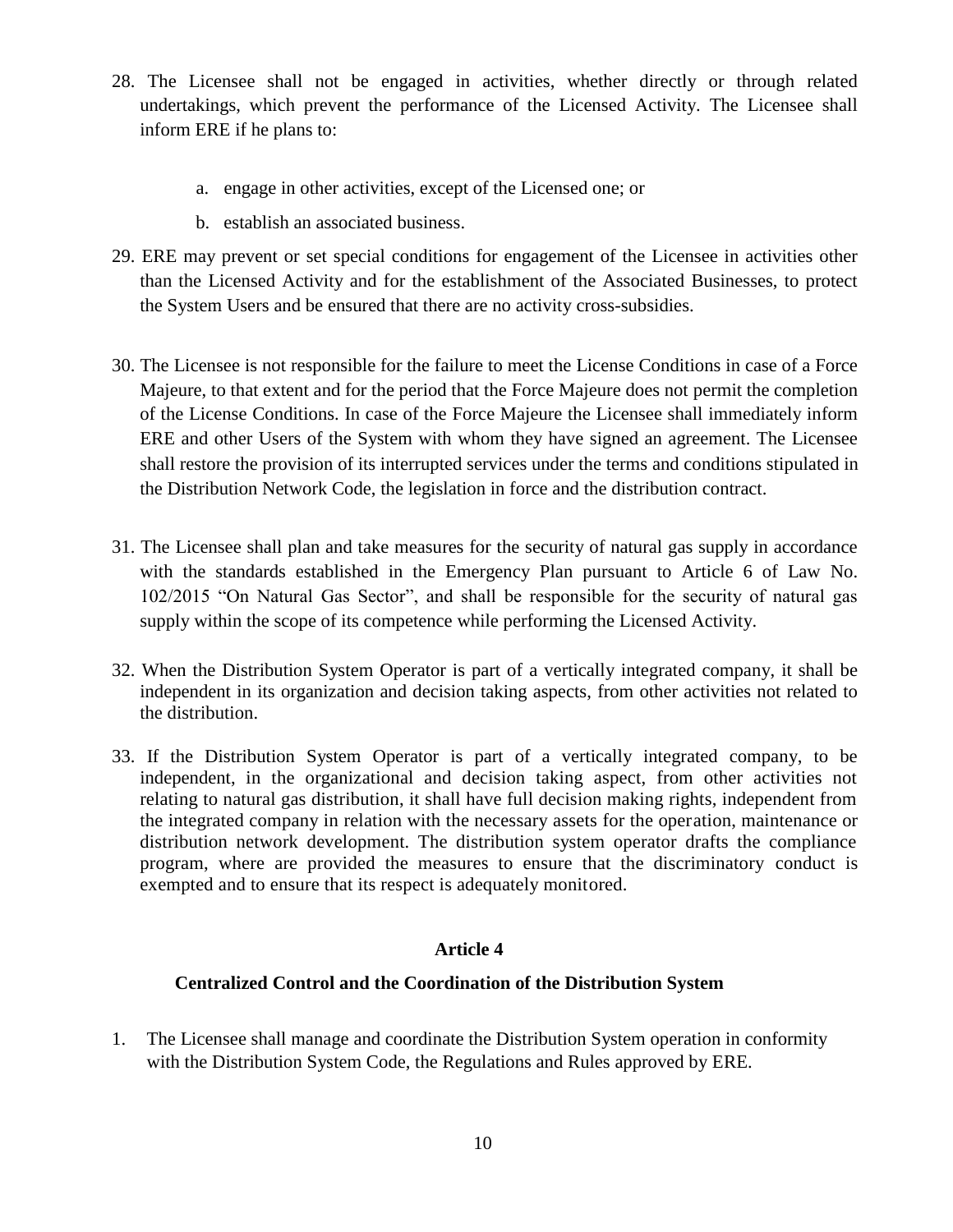28. The Licensee shall not be engaged in activities, whether directly or through related undertakings, which prevent the performance of the Licensed Activity. The Licensee shall inform ERE if he plans to:

    a. engage in other activities, except of the Licensed one; or

    b. establish an associated business.

29. ERE may prevent or set special conditions for engagement of the Licensee in activities other than the Licensed Activity and for the establishment of the Associated Businesses, to protect the System Users and be ensured that there are no activity cross-subsidies.

30. The Licensee is not responsible for the failure to meet the License Conditions in case of a Force Majeure, to that extent and for the period that the Force Majeure does not permit the completion of the License Conditions. In case of the Force Majeure the Licensee shall immediately inform ERE and other Users of the System with whom they have signed an agreement. The Licensee shall restore the provision of its interrupted services under the terms and conditions stipulated in the Distribution Network Code, the legislation in force and the distribution contract.

31. The Licensee shall plan and take measures for the security of natural gas supply in accordance with the standards established in the Emergency Plan pursuant to Article 6 of Law No. 102/2015 "On Natural Gas Sector", and shall be responsible for the security of natural gas supply within the scope of its competence while performing the Licensed Activity.

32. When the Distribution System Operator is part of a vertically integrated company, it shall be independent in its organization and decision taking aspects, from other activities not related to the distribution.

33. If the Distribution System Operator is part of a vertically integrated company, to be independent, in the organizational and decision taking aspect, from other activities not relating to natural gas distribution, it shall have full decision making rights, independent from the integrated company in relation with the necessary assets for the operation, maintenance or distribution network development. The distribution system operator drafts the compliance program, where are provided the measures to ensure that the discriminatory conduct is exempted and to ensure that its respect is adequately monitored.

## Article 4

### Centralized Control and the Coordination of the Distribution System

1. The Licensee shall manage and coordinate the Distribution System operation in conformity with the Distribution System Code, the Regulations and Rules approved by ERE.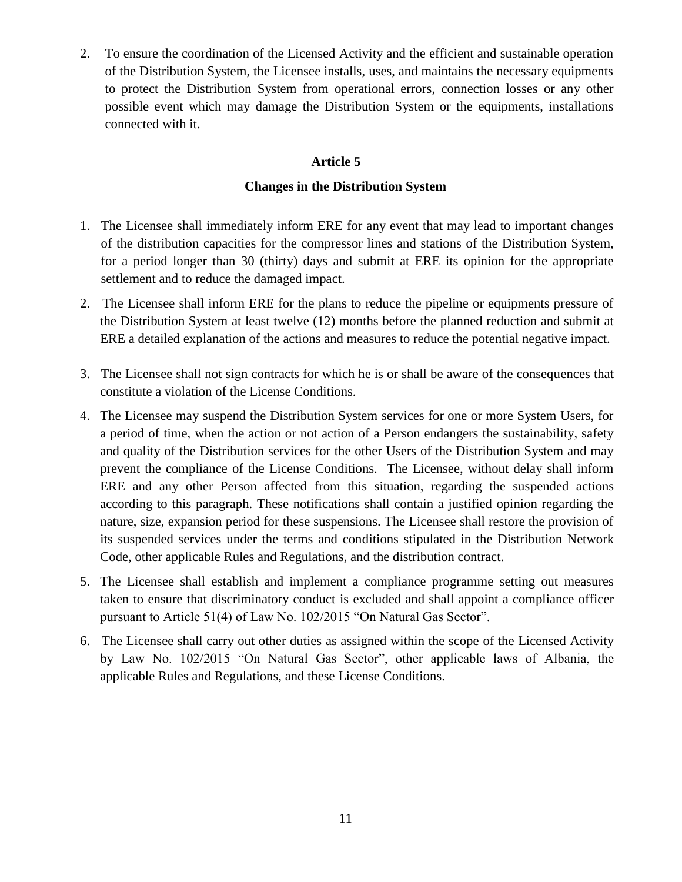2. To ensure the coordination of the Licensed Activity and the efficient and sustainable operation of the Distribution System, the Licensee installs, uses, and maintains the necessary equipments to protect the Distribution System from operational errors, connection losses or any other possible event which may damage the Distribution System or the equipments, installations connected with it.

**Article 5**

**Changes in the Distribution System**

1. The Licensee shall immediately inform ERE for any event that may lead to important changes of the distribution capacities for the compressor lines and stations of the Distribution System, for a period longer than 30 (thirty) days and submit at ERE its opinion for the appropriate settlement and to reduce the damaged impact.

2. The Licensee shall inform ERE for the plans to reduce the pipeline or equipments pressure of the Distribution System at least twelve (12) months before the planned reduction and submit at ERE a detailed explanation of the actions and measures to reduce the potential negative impact.

3. The Licensee shall not sign contracts for which he is or shall be aware of the consequences that constitute a violation of the License Conditions.

4. The Licensee may suspend the Distribution System services for one or more System Users, for a period of time, when the action or not action of a Person endangers the sustainability, safety and quality of the Distribution services for the other Users of the Distribution System and may prevent the compliance of the License Conditions. The Licensee, without delay shall inform ERE and any other Person affected from this situation, regarding the suspended actions according to this paragraph. These notifications shall contain a justified opinion regarding the nature, size, expansion period for these suspensions. The Licensee shall restore the provision of its suspended services under the terms and conditions stipulated in the Distribution Network Code, other applicable Rules and Regulations, and the distribution contract.

5. The Licensee shall establish and implement a compliance programme setting out measures taken to ensure that discriminatory conduct is excluded and shall appoint a compliance officer pursuant to Article 51(4) of Law No. 102/2015 "On Natural Gas Sector".

6. The Licensee shall carry out other duties as assigned within the scope of the Licensed Activity by Law No. 102/2015 "On Natural Gas Sector", other applicable laws of Albania, the applicable Rules and Regulations, and these License Conditions.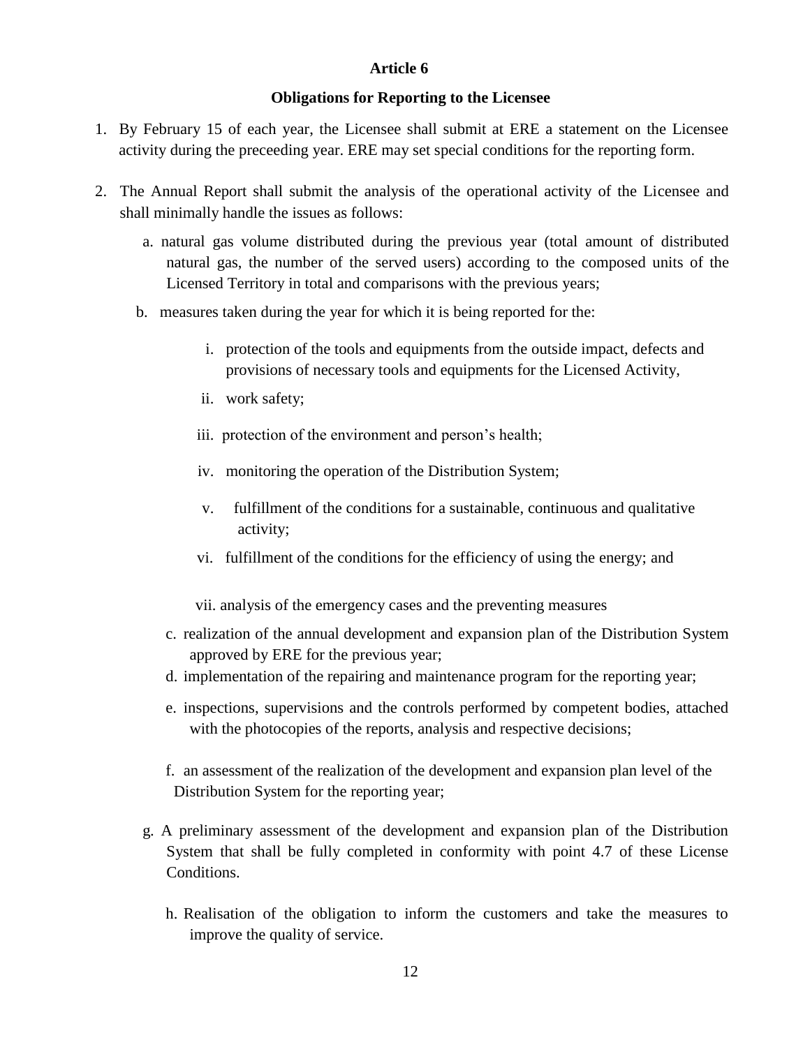## Article 6

### Obligations for Reporting to the Licensee

1. By February 15 of each year, the Licensee shall submit at ERE a statement on the Licensee activity during the preceeding year. ERE may set special conditions for the reporting form.

2. The Annual Report shall submit the analysis of the operational activity of the Licensee and shall minimally handle the issues as follows:

   a. natural gas volume distributed during the previous year (total amount of distributed natural gas, the number of the served users) according to the composed units of the Licensed Territory in total and comparisons with the previous years;

   b. measures taken during the year for which it is being reported for the:

      i. protection of the tools and equipments from the outside impact, defects and provisions of necessary tools and equipments for the Licensed Activity,

      ii. work safety;

      iii. protection of the environment and person's health;

      iv. monitoring the operation of the Distribution System;

      v. fulfillment of the conditions for a sustainable, continuous and qualitative activity;

      vi. fulfillment of the conditions for the efficiency of using the energy; and

      vii. analysis of the emergency cases and the preventing measures

   c. realization of the annual development and expansion plan of the Distribution System approved by ERE for the previous year;

   d. implementation of the repairing and maintenance program for the reporting year;

   e. inspections, supervisions and the controls performed by competent bodies, attached with the photocopies of the reports, analysis and respective decisions;

   f. an assessment of the realization of the development and expansion plan level of the Distribution System for the reporting year;

   g. A preliminary assessment of the development and expansion plan of the Distribution System that shall be fully completed in conformity with point 4.7 of these License Conditions.

   h. Realisation of the obligation to inform the customers and take the measures to improve the quality of service.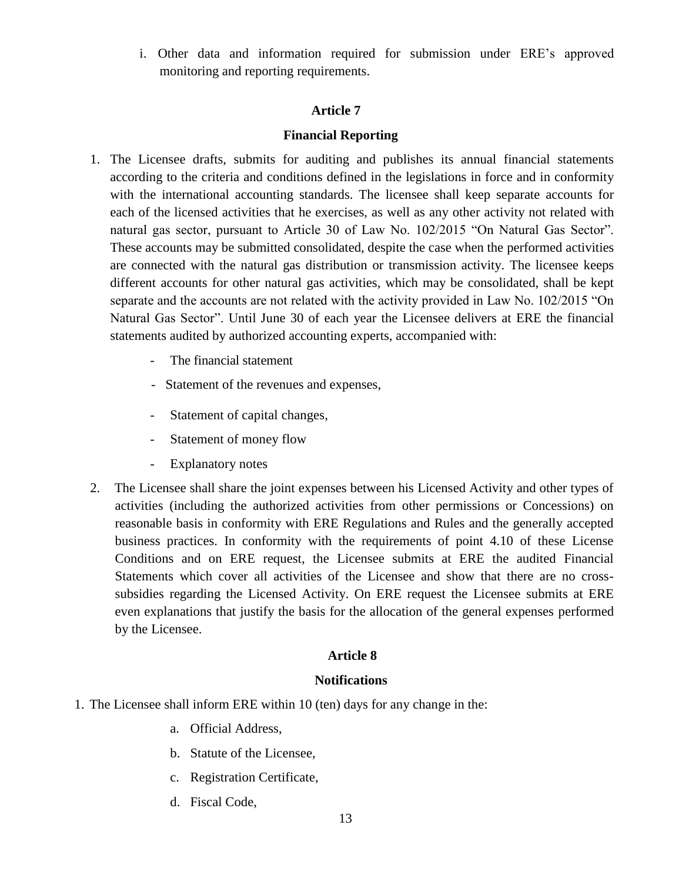i. Other data and information required for submission under ERE's approved monitoring and reporting requirements.

## Article 7

## Financial Reporting

1. The Licensee drafts, submits for auditing and publishes its annual financial statements according to the criteria and conditions defined in the legislations in force and in conformity with the international accounting standards. The licensee shall keep separate accounts for each of the licensed activities that he exercises, as well as any other activity not related with natural gas sector, pursuant to Article 30 of Law No. 102/2015 "On Natural Gas Sector". These accounts may be submitted consolidated, despite the case when the performed activities are connected with the natural gas distribution or transmission activity. The licensee keeps different accounts for other natural gas activities, which may be consolidated, shall be kept separate and the accounts are not related with the activity provided in Law No. 102/2015 "On Natural Gas Sector". Until June 30 of each year the Licensee delivers at ERE the financial statements audited by authorized accounting experts, accompanied with:

   - The financial statement
   - Statement of the revenues and expenses,
   - Statement of capital changes,
   - Statement of money flow
   - Explanatory notes

2. The Licensee shall share the joint expenses between his Licensed Activity and other types of activities (including the authorized activities from other permissions or Concessions) on reasonable basis in conformity with ERE Regulations and Rules and the generally accepted business practices. In conformity with the requirements of point 4.10 of these License Conditions and on ERE request, the Licensee submits at ERE the audited Financial Statements which cover all activities of the Licensee and show that there are no cross-subsidies regarding the Licensed Activity. On ERE request the Licensee submits at ERE even explanations that justify the basis for the allocation of the general expenses performed by the Licensee.

## Article 8

## Notifications

1. The Licensee shall inform ERE within 10 (ten) days for any change in the:

   a. Official Address,

   b. Statute of the Licensee,

   c. Registration Certificate,

   d. Fiscal Code,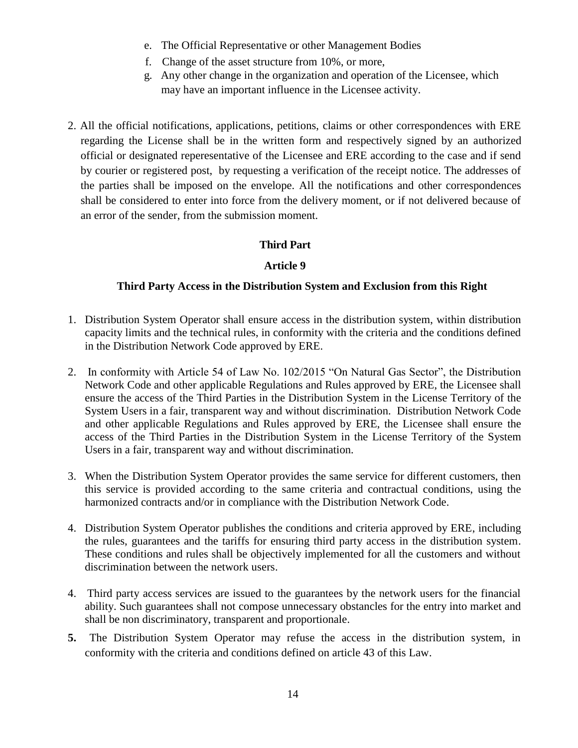e. The Official Representative or other Management Bodies
f. Change of the asset structure from 10%, or more,
g. Any other change in the organization and operation of the Licensee, which may have an important influence in the Licensee activity.

2. All the official notifications, applications, petitions, claims or other correspondences with ERE regarding the License shall be in the written form and respectively signed by an authorized official or designated reperesentative of the Licensee and ERE according to the case and if send by courier or registered post, by requesting a verification of the receipt notice. The addresses of the parties shall be imposed on the envelope. All the notifications and other correspondences shall be considered to enter into force from the delivery moment, or if not delivered because of an error of the sender, from the submission moment.

## Third Part

### Article 9

### Third Party Access in the Distribution System and Exclusion from this Right

1. Distribution System Operator shall ensure access in the distribution system, within distribution capacity limits and the technical rules, in conformity with the criteria and the conditions defined in the Distribution Network Code approved by ERE.

2. In conformity with Article 54 of Law No. 102/2015 "On Natural Gas Sector", the Distribution Network Code and other applicable Regulations and Rules approved by ERE, the Licensee shall ensure the access of the Third Parties in the Distribution System in the License Territory of the System Users in a fair, transparent way and without discrimination. Distribution Network Code and other applicable Regulations and Rules approved by ERE, the Licensee shall ensure the access of the Third Parties in the Distribution System in the License Territory of the System Users in a fair, transparent way and without discrimination.

3. When the Distribution System Operator provides the same service for different customers, then this service is provided according to the same criteria and contractual conditions, using the harmonized contracts and/or in compliance with the Distribution Network Code.

4. Distribution System Operator publishes the conditions and criteria approved by ERE, including the rules, guarantees and the tariffs for ensuring third party access in the distribution system. These conditions and rules shall be objectively implemented for all the customers and without discrimination between the network users.

4. Third party access services are issued to the guarantees by the network users for the financial ability. Such guarantees shall not compose unnecessary obstancles for the entry into market and shall be non discriminatory, transparent and proportionale.

**5.** The Distribution System Operator may refuse the access in the distribution system, in conformity with the criteria and conditions defined on article 43 of this Law.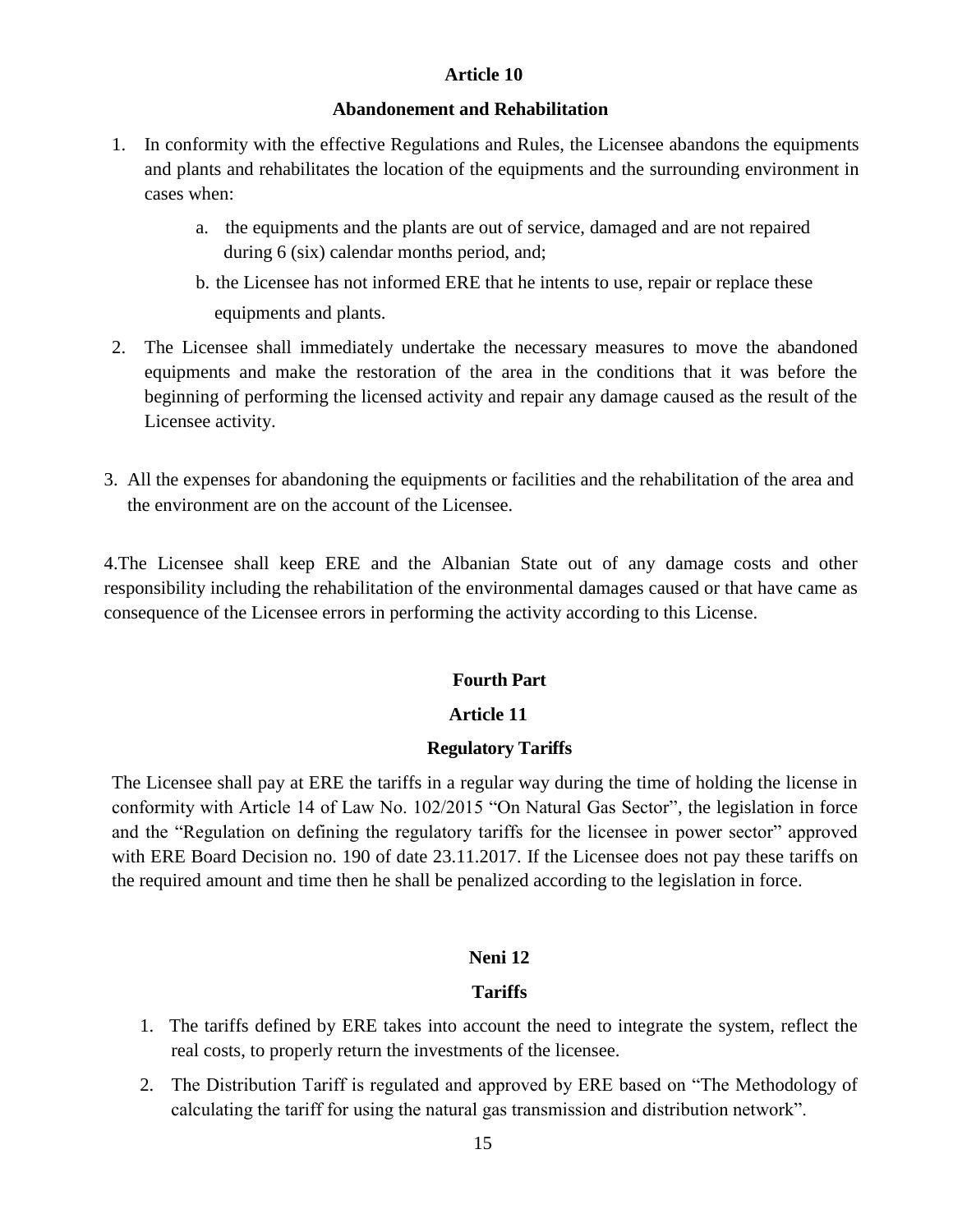## Article 10

### Abandonement and Rehabilitation

1. In conformity with the effective Regulations and Rules, the Licensee abandons the equipments and plants and rehabilitates the location of the equipments and the surrounding environment in cases when:
   a. the equipments and the plants are out of service, damaged and are not repaired during 6 (six) calendar months period, and;
   b. the Licensee has not informed ERE that he intents to use, repair or replace these equipments and plants.
2. The Licensee shall immediately undertake the necessary measures to move the abandoned equipments and make the restoration of the area in the conditions that it was before the beginning of performing the licensed activity and repair any damage caused as the result of the Licensee activity.
3. All the expenses for abandoning the equipments or facilities and the rehabilitation of the area and the environment are on the account of the Licensee.

4.The Licensee shall keep ERE and the Albanian State out of any damage costs and other responsibility including the rehabilitation of the environmental damages caused or that have came as consequence of the Licensee errors in performing the activity according to this License.

## Fourth Part

## Article 11

### Regulatory Tariffs

The Licensee shall pay at ERE the tariffs in a regular way during the time of holding the license in conformity with Article 14 of Law No. 102/2015 "On Natural Gas Sector", the legislation in force and the "Regulation on defining the regulatory tariffs for the licensee in power sector" approved with ERE Board Decision no. 190 of date 23.11.2017. If the Licensee does not pay these tariffs on the required amount and time then he shall be penalized according to the legislation in force.

## Neni 12

### Tariffs

1. The tariffs defined by ERE takes into account the need to integrate the system, reflect the real costs, to properly return the investments of the licensee.
2. The Distribution Tariff is regulated and approved by ERE based on "The Methodology of calculating the tariff for using the natural gas transmission and distribution network".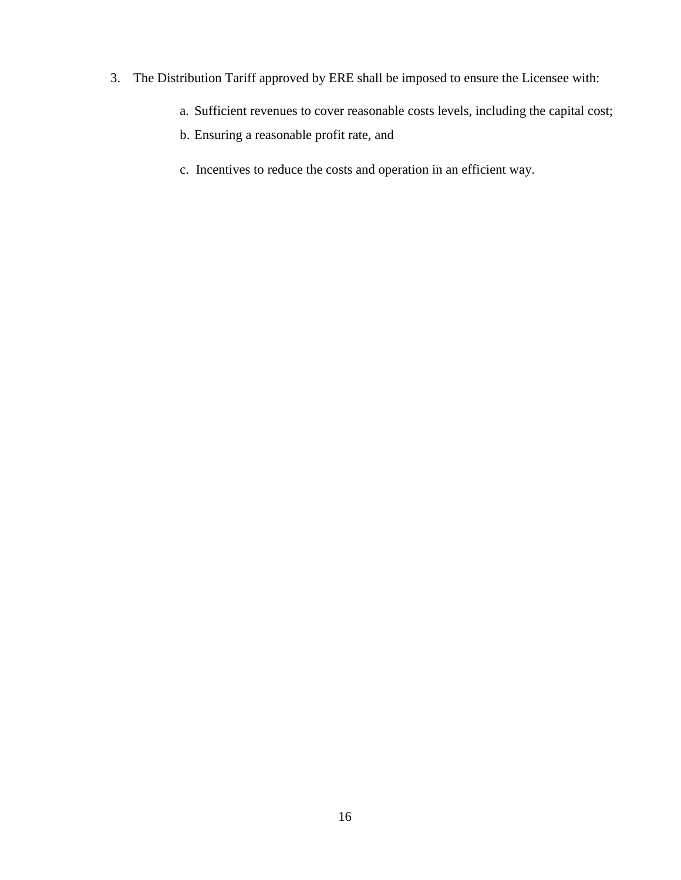3. The Distribution Tariff approved by ERE shall be imposed to ensure the Licensee with:

   a. Sufficient revenues to cover reasonable costs levels, including the capital cost;

   b. Ensuring a reasonable profit rate, and

   c. Incentives to reduce the costs and operation in an efficient way.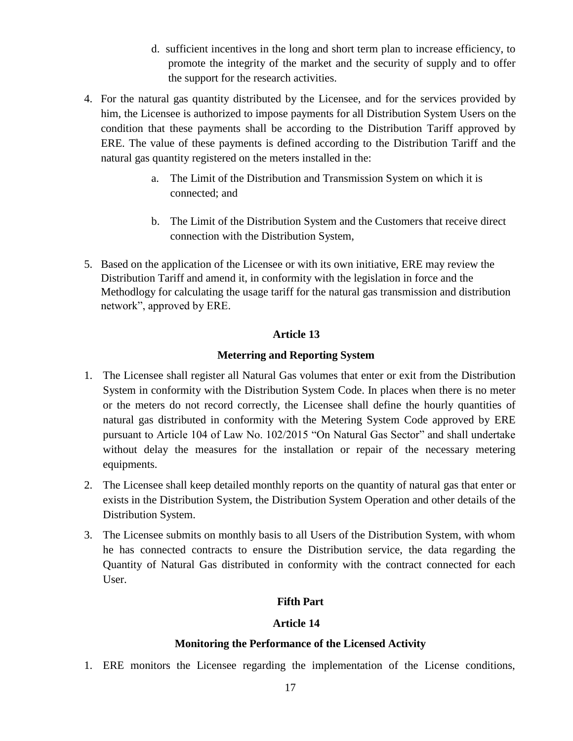d. sufficient incentives in the long and short term plan to increase efficiency, to promote the integrity of the market and the security of supply and to offer the support for the research activities.

4. For the natural gas quantity distributed by the Licensee, and for the services provided by him, the Licensee is authorized to impose payments for all Distribution System Users on the condition that these payments shall be according to the Distribution Tariff approved by ERE. The value of these payments is defined according to the Distribution Tariff and the natural gas quantity registered on the meters installed in the:

   a. The Limit of the Distribution and Transmission System on which it is connected; and

   b. The Limit of the Distribution System and the Customers that receive direct connection with the Distribution System,

5. Based on the application of the Licensee or with its own initiative, ERE may review the Distribution Tariff and amend it, in conformity with the legislation in force and the Methodlogy for calculating the usage tariff for the natural gas transmission and distribution network", approved by ERE.

**Article 13**

**Meterring and Reporting System**

1. The Licensee shall register all Natural Gas volumes that enter or exit from the Distribution System in conformity with the Distribution System Code. In places when there is no meter or the meters do not record correctly, the Licensee shall define the hourly quantities of natural gas distributed in conformity with the Metering System Code approved by ERE pursuant to Article 104 of Law No. 102/2015 "On Natural Gas Sector" and shall undertake without delay the measures for the installation or repair of the necessary metering equipments.

2. The Licensee shall keep detailed monthly reports on the quantity of natural gas that enter or exists in the Distribution System, the Distribution System Operation and other details of the Distribution System.

3. The Licensee submits on monthly basis to all Users of the Distribution System, with whom he has connected contracts to ensure the Distribution service, the data regarding the Quantity of Natural Gas distributed in conformity with the contract connected for each User.

**Fifth Part**

**Article 14**

**Monitoring the Performance of the Licensed Activity**

1. ERE monitors the Licensee regarding the implementation of the License conditions,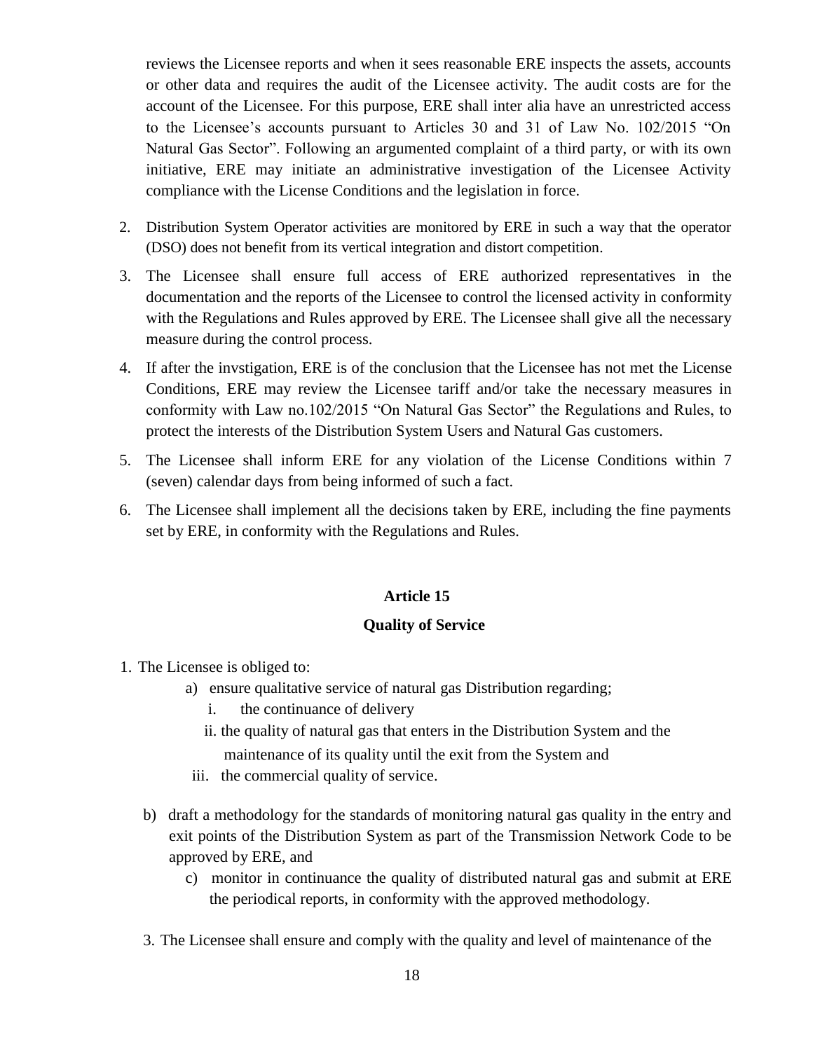reviews the Licensee reports and when it sees reasonable ERE inspects the assets, accounts or other data and requires the audit of the Licensee activity. The audit costs are for the account of the Licensee. For this purpose, ERE shall inter alia have an unrestricted access to the Licensee's accounts pursuant to Articles 30 and 31 of Law No. 102/2015 "On Natural Gas Sector". Following an argumented complaint of a third party, or with its own initiative, ERE may initiate an administrative investigation of the Licensee Activity compliance with the License Conditions and the legislation in force.

2. Distribution System Operator activities are monitored by ERE in such a way that the operator (DSO) does not benefit from its vertical integration and distort competition.
3. The Licensee shall ensure full access of ERE authorized representatives in the documentation and the reports of the Licensee to control the licensed activity in conformity with the Regulations and Rules approved by ERE. The Licensee shall give all the necessary measure during the control process.
4. If after the invstigation, ERE is of the conclusion that the Licensee has not met the License Conditions, ERE may review the Licensee tariff and/or take the necessary measures in conformity with Law no.102/2015 "On Natural Gas Sector" the Regulations and Rules, to protect the interests of the Distribution System Users and Natural Gas customers.
5. The Licensee shall inform ERE for any violation of the License Conditions within 7 (seven) calendar days from being informed of such a fact.
6. The Licensee shall implement all the decisions taken by ERE, including the fine payments set by ERE, in conformity with the Regulations and Rules.

**Article 15**

**Quality of Service**

1. The Licensee is obliged to:
   a) ensure qualitative service of natural gas Distribution regarding;
      i. the continuance of delivery
      ii. the quality of natural gas that enters in the Distribution System and the maintenance of its quality until the exit from the System and
      iii. the commercial quality of service.
   b) draft a methodology for the standards of monitoring natural gas quality in the entry and exit points of the Distribution System as part of the Transmission Network Code to be approved by ERE, and
   c) monitor in continuance the quality of distributed natural gas and submit at ERE the periodical reports, in conformity with the approved methodology.

3. The Licensee shall ensure and comply with the quality and level of maintenance of the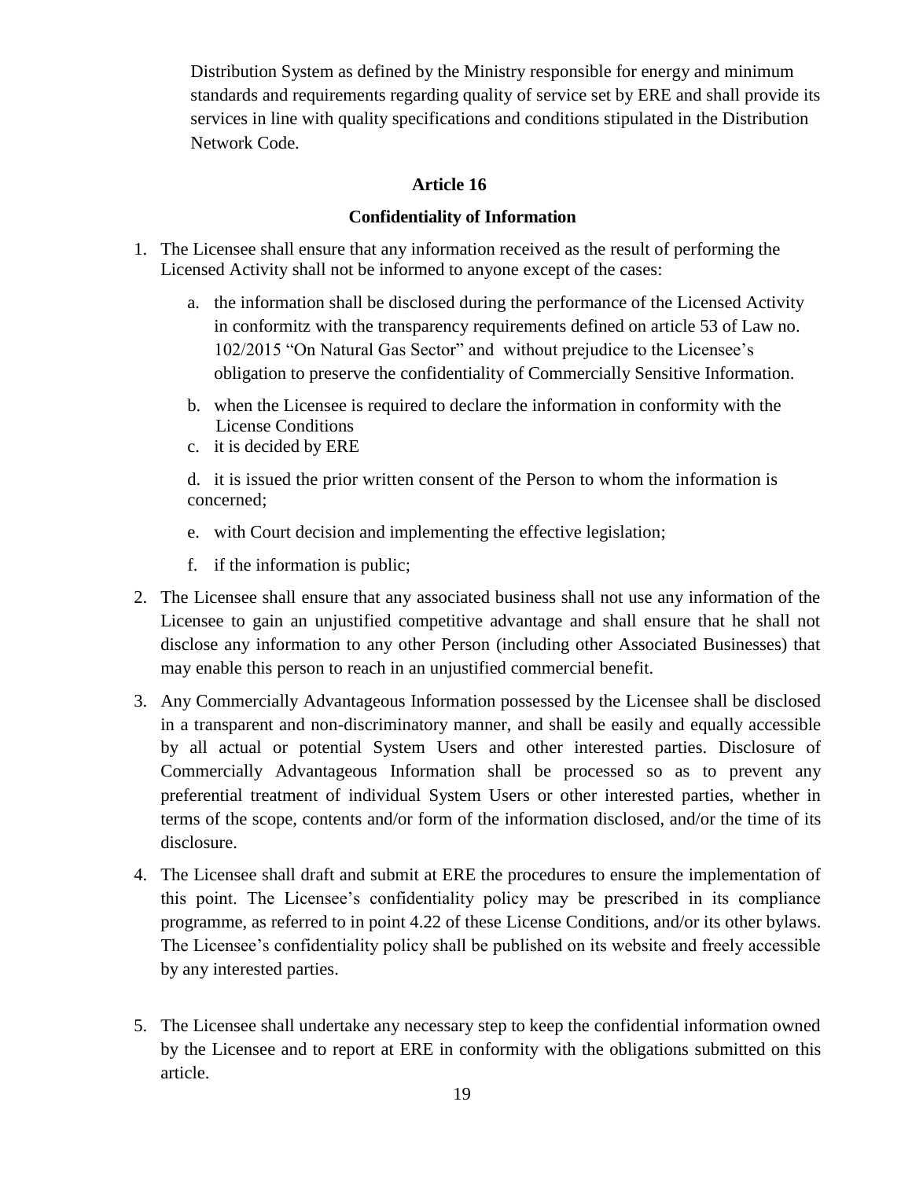Distribution System as defined by the Ministry responsible for energy and minimum standards and requirements regarding quality of service set by ERE and shall provide its services in line with quality specifications and conditions stipulated in the Distribution Network Code.

## Article 16

### Confidentiality of Information

1. The Licensee shall ensure that any information received as the result of performing the Licensed Activity shall not be informed to anyone except of the cases:

    a. the information shall be disclosed during the performance of the Licensed Activity in conformitz with the transparency requirements defined on article 53 of Law no. 102/2015 "On Natural Gas Sector" and without prejudice to the Licensee's obligation to preserve the confidentiality of Commercially Sensitive Information.

    b. when the Licensee is required to declare the information in conformity with the License Conditions

    c. it is decided by ERE

    d. it is issued the prior written consent of the Person to whom the information is concerned;

    e. with Court decision and implementing the effective legislation;

    f. if the information is public;

2. The Licensee shall ensure that any associated business shall not use any information of the Licensee to gain an unjustified competitive advantage and shall ensure that he shall not disclose any information to any other Person (including other Associated Businesses) that may enable this person to reach in an unjustified commercial benefit.

3. Any Commercially Advantageous Information possessed by the Licensee shall be disclosed in a transparent and non-discriminatory manner, and shall be easily and equally accessible by all actual or potential System Users and other interested parties. Disclosure of Commercially Advantageous Information shall be processed so as to prevent any preferential treatment of individual System Users or other interested parties, whether in terms of the scope, contents and/or form of the information disclosed, and/or the time of its disclosure.

4. The Licensee shall draft and submit at ERE the procedures to ensure the implementation of this point. The Licensee's confidentiality policy may be prescribed in its compliance programme, as referred to in point 4.22 of these License Conditions, and/or its other bylaws. The Licensee's confidentiality policy shall be published on its website and freely accessible by any interested parties.

5. The Licensee shall undertake any necessary step to keep the confidential information owned by the Licensee and to report at ERE in conformity with the obligations submitted on this article.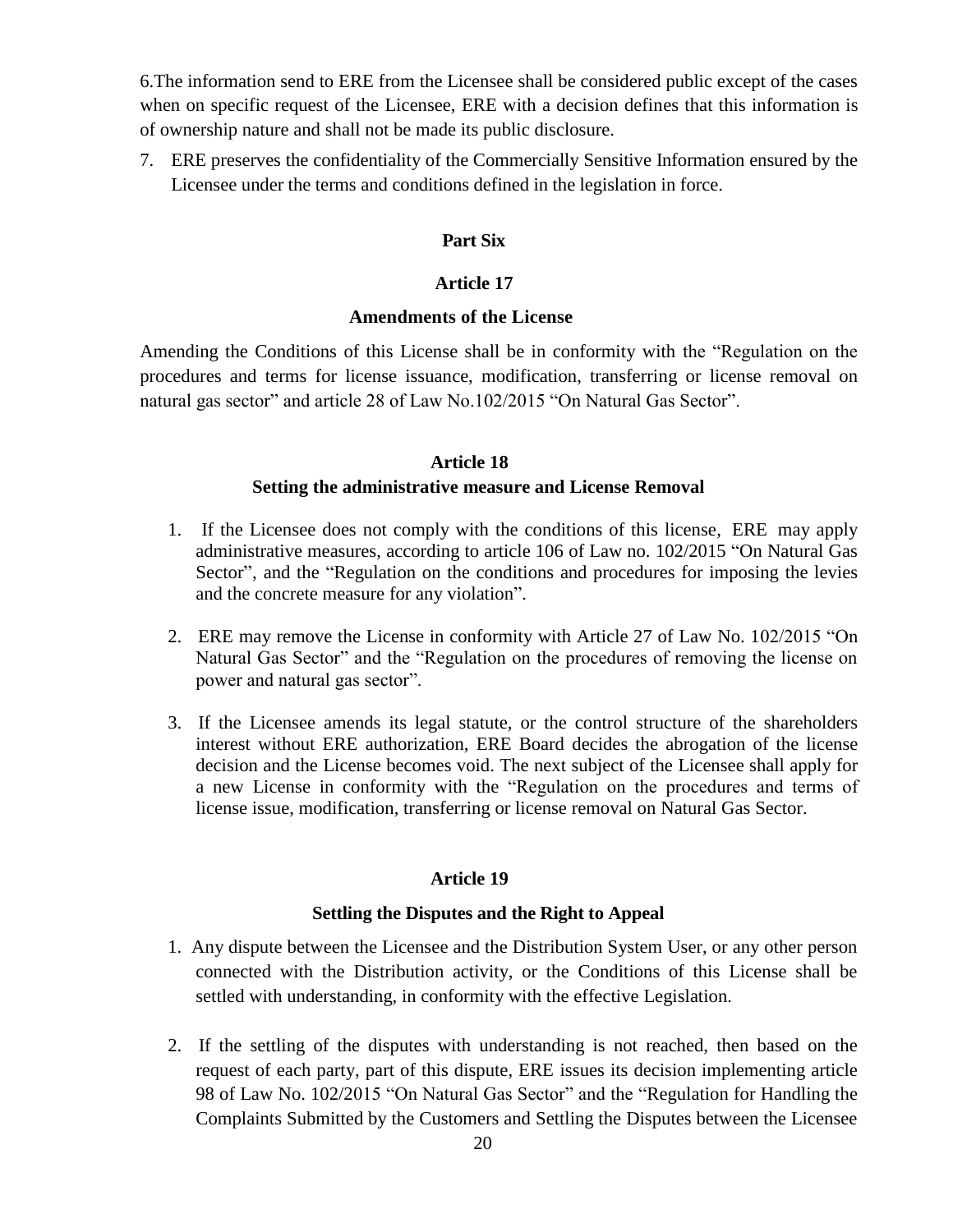6.The information send to ERE from the Licensee shall be considered public except of the cases when on specific request of the Licensee, ERE with a decision defines that this information is of ownership nature and shall not be made its public disclosure.

7. ERE preserves the confidentiality of the Commercially Sensitive Information ensured by the Licensee under the terms and conditions defined in the legislation in force.

## Part Six

### Article 17

### Amendments of the License

Amending the Conditions of this License shall be in conformity with the "Regulation on the procedures and terms for license issuance, modification, transferring or license removal on natural gas sector" and article 28 of Law No.102/2015 "On Natural Gas Sector".

### Article 18

### Setting the administrative measure and License Removal

1. If the Licensee does not comply with the conditions of this license, ERE may apply administrative measures, according to article 106 of Law no. 102/2015 "On Natural Gas Sector", and the "Regulation on the conditions and procedures for imposing the levies and the concrete measure for any violation".

2. ERE may remove the License in conformity with Article 27 of Law No. 102/2015 "On Natural Gas Sector" and the "Regulation on the procedures of removing the license on power and natural gas sector".

3. If the Licensee amends its legal statute, or the control structure of the shareholders interest without ERE authorization, ERE Board decides the abrogation of the license decision and the License becomes void. The next subject of the Licensee shall apply for a new License in conformity with the "Regulation on the procedures and terms of license issue, modification, transferring or license removal on Natural Gas Sector.

### Article 19

### Settling the Disputes and the Right to Appeal

1. Any dispute between the Licensee and the Distribution System User, or any other person connected with the Distribution activity, or the Conditions of this License shall be settled with understanding, in conformity with the effective Legislation.

2. If the settling of the disputes with understanding is not reached, then based on the request of each party, part of this dispute, ERE issues its decision implementing article 98 of Law No. 102/2015 "On Natural Gas Sector" and the "Regulation for Handling the Complaints Submitted by the Customers and Settling the Disputes between the Licensee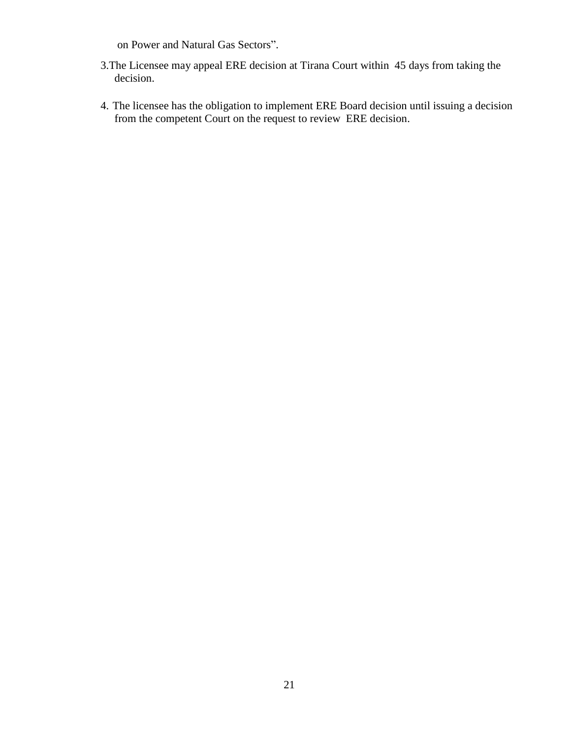on Power and Natural Gas Sectors”.

3. The Licensee may appeal ERE decision at Tirana Court within 45 days from taking the decision.

4. The licensee has the obligation to implement ERE Board decision until issuing a decision from the competent Court on the request to review ERE decision.